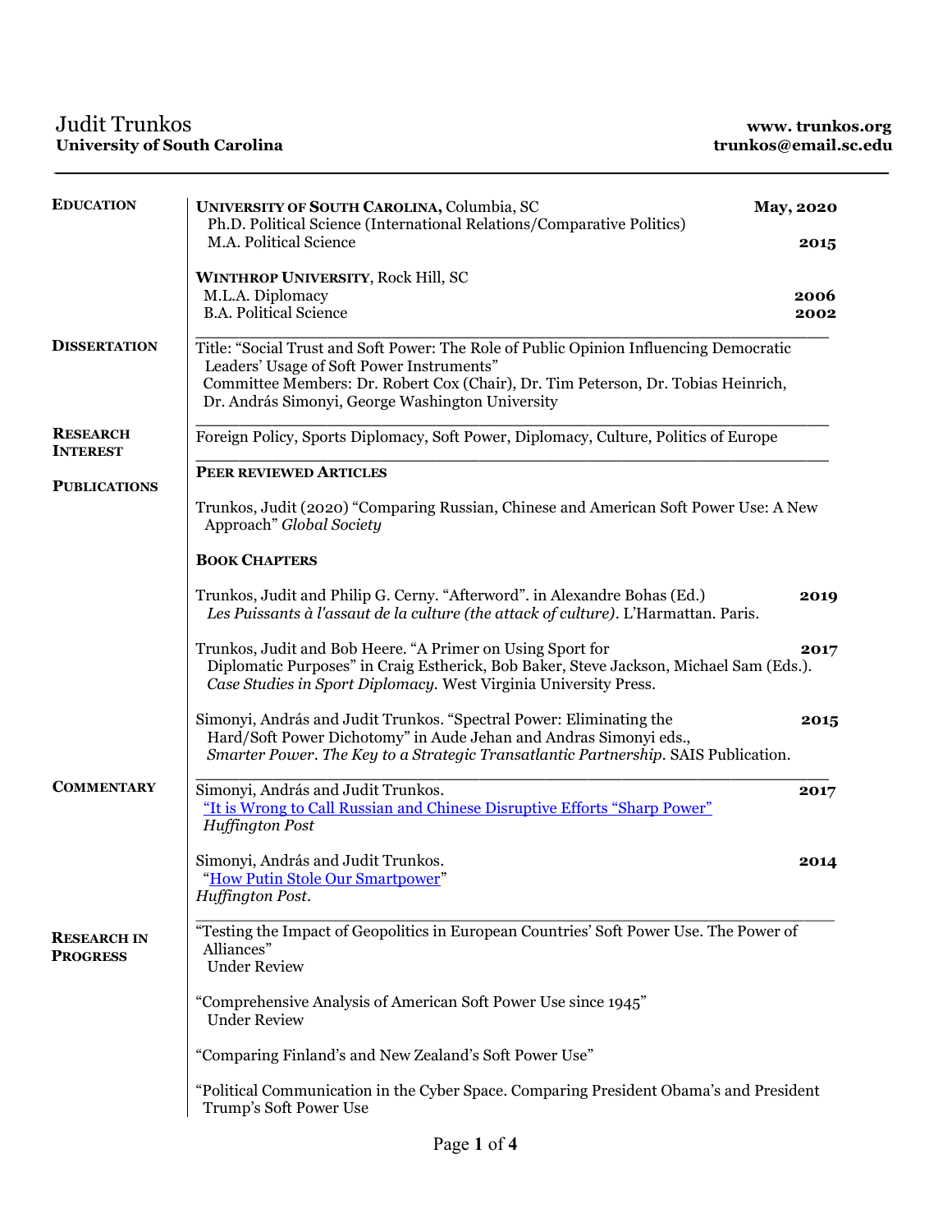# Judit Trunkos

**University of South Carolina**

**www. trunkos.org**
**trunkos@email.sc.edu**

---

## EDUCATION

**UNIVERSITY OF SOUTH CAROLINA,** Columbia, SC — **May, 2020**
Ph.D. Political Science (International Relations/Comparative Politics)
M.A. Political Science — **2015**

**WINTHROP UNIVERSITY**, Rock Hill, SC
M.L.A. Diplomacy — **2006**
B.A. Political Science — **2002**

## DISSERTATION

Title: "Social Trust and Soft Power: The Role of Public Opinion Influencing Democratic Leaders' Usage of Soft Power Instruments"
Committee Members: Dr. Robert Cox (Chair), Dr. Tim Peterson, Dr. Tobias Heinrich, Dr. András Simonyi, George Washington University

## RESEARCH INTEREST

Foreign Policy, Sports Diplomacy, Soft Power, Diplomacy, Culture, Politics of Europe

## PUBLICATIONS

### PEER REVIEWED ARTICLES

Trunkos, Judit (2020) "Comparing Russian, Chinese and American Soft Power Use: A New Approach" *Global Society*

### BOOK CHAPTERS

Trunkos, Judit and Philip G. Cerny. "Afterword". in Alexandre Bohas (Ed.) *Les Puissants à l'assaut de la culture (the attack of culture)*. L'Harmattan. Paris. — **2019**

Trunkos, Judit and Bob Heere. "A Primer on Using Sport for Diplomatic Purposes" in Craig Estherick, Bob Baker, Steve Jackson, Michael Sam (Eds.). *Case Studies in Sport Diplomacy.* West Virginia University Press. — **2017**

Simonyi, András and Judit Trunkos. "Spectral Power: Eliminating the Hard/Soft Power Dichotomy" in Aude Jehan and Andras Simonyi eds., *Smarter Power. The Key to a Strategic Transatlantic Partnership*. SAIS Publication. — **2015**

## COMMENTARY

Simonyi, András and Judit Trunkos. — **2017**
"It is Wrong to Call Russian and Chinese Disruptive Efforts "Sharp Power"
*Huffington Post*

Simonyi, András and Judit Trunkos. — **2014**
"How Putin Stole Our Smartpower"
*Huffington Post*.

## RESEARCH IN PROGRESS

"Testing the Impact of Geopolitics in European Countries' Soft Power Use. The Power of Alliances"
Under Review

"Comprehensive Analysis of American Soft Power Use since 1945"
Under Review

"Comparing Finland's and New Zealand's Soft Power Use"

"Political Communication in the Cyber Space. Comparing President Obama's and President Trump's Soft Power Use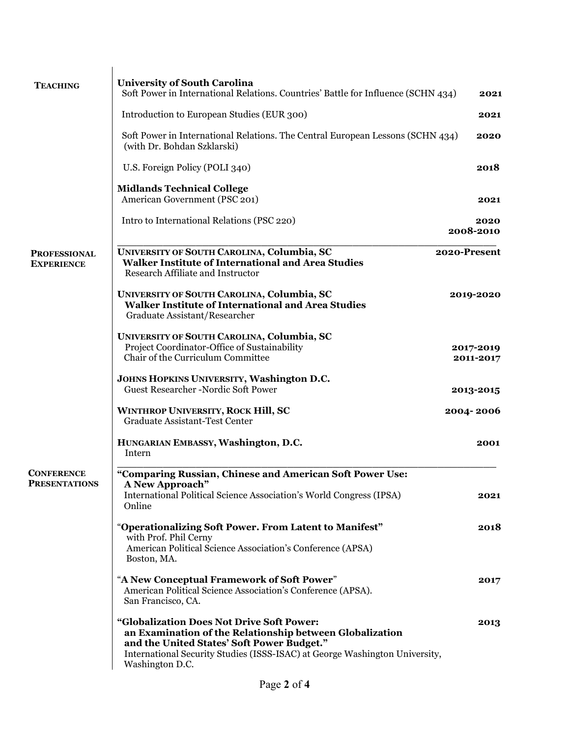## Teaching

**University of South Carolina**

Soft Power in International Relations. Countries' Battle for Influence (SCHN 434) **2021**

Introduction to European Studies (EUR 300) **2021**

Soft Power in International Relations. The Central European Lessons (SCHN 434) (with Dr. Bohdan Szklarski) **2020**

U.S. Foreign Policy (POLI 340) **2018**

**Midlands Technical College**

American Government (PSC 201) **2021**

Intro to International Relations (PSC 220) **2020**
**2008-2010**

---

## Professional Experience

**UNIVERSITY OF SOUTH CAROLINA, Columbia, SC** **2020-Present**
**Walker Institute of International and Area Studies**
Research Affiliate and Instructor

**UNIVERSITY OF SOUTH CAROLINA, Columbia, SC** **2019-2020**
**Walker Institute of International and Area Studies**
Graduate Assistant/Researcher

**UNIVERSITY OF SOUTH CAROLINA, Columbia, SC**
Project Coordinator-Office of Sustainability **2017-2019**
Chair of the Curriculum Committee **2011-2017**

**JOHNS HOPKINS UNIVERSITY, Washington D.C.**
Guest Researcher -Nordic Soft Power **2013-2015**

**WINTHROP UNIVERSITY, ROCK Hill, SC** **2004- 2006**
Graduate Assistant-Test Center

**HUNGARIAN EMBASSY, Washington, D.C.** **2001**
Intern

---

## Conference Presentations

**"Comparing Russian, Chinese and American Soft Power Use: A New Approach"**
International Political Science Association's World Congress (IPSA) **2021**
Online

"**Operationalizing Soft Power. From Latent to Manifest"** **2018**
with Prof. Phil Cerny
American Political Science Association's Conference (APSA)
Boston, MA.

"**A New Conceptual Framework of Soft Power**" **2017**
American Political Science Association's Conference (APSA).
San Francisco, CA.

**"Globalization Does Not Drive Soft Power: an Examination of the Relationship between Globalization and the United States' Soft Power Budget."** **2013**
International Security Studies (ISSS-ISAC) at George Washington University, Washington D.C.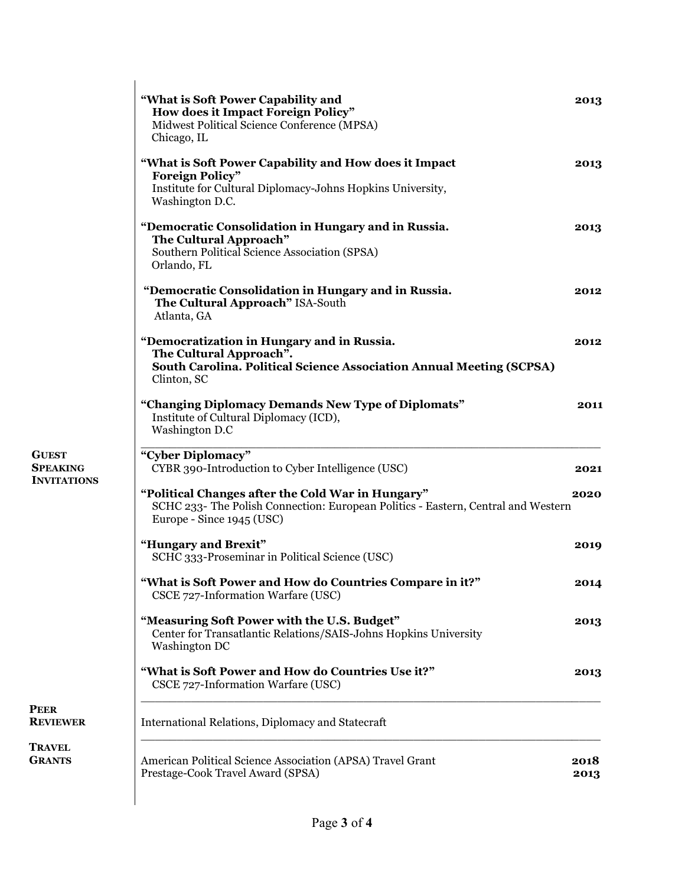**"What is Soft Power Capability and How does it Impact Foreign Policy"** — **2013**
Midwest Political Science Conference (MPSA)
Chicago, IL

**"What is Soft Power Capability and How does it Impact Foreign Policy"** — **2013**
Institute for Cultural Diplomacy-Johns Hopkins University,
Washington D.C.

**"Democratic Consolidation in Hungary and in Russia. The Cultural Approach"** — **2013**
Southern Political Science Association (SPSA)
Orlando, FL

**"Democratic Consolidation in Hungary and in Russia. The Cultural Approach"** ISA-South — **2012**
Atlanta, GA

**"Democratization in Hungary and in Russia. The Cultural Approach".** — **2012**
**South Carolina. Political Science Association Annual Meeting (SCPSA)**
Clinton, SC

**"Changing Diplomacy Demands New Type of Diplomats"** — **2011**
Institute of Cultural Diplomacy (ICD),
Washington D.C

---

## Guest Speaking Invitations

**"Cyber Diplomacy"**
CYBR 390-Introduction to Cyber Intelligence (USC) — **2021**

**"Political Changes after the Cold War in Hungary"** — **2020**
SCHC 233- The Polish Connection: European Politics - Eastern, Central and Western Europe - Since 1945 (USC)

**"Hungary and Brexit"** — **2019**
SCHC 333-Proseminar in Political Science (USC)

**"What is Soft Power and How do Countries Compare in it?"** — **2014**
CSCE 727-Information Warfare (USC)

**"Measuring Soft Power with the U.S. Budget"** — **2013**
Center for Transatlantic Relations/SAIS-Johns Hopkins University
Washington DC

**"What is Soft Power and How do Countries Use it?"** — **2013**
CSCE 727-Information Warfare (USC)

---

## Peer Reviewer

International Relations, Diplomacy and Statecraft

---

## Travel Grants

American Political Science Association (APSA) Travel Grant — **2018**
Prestage-Cook Travel Award (SPSA) — **2013**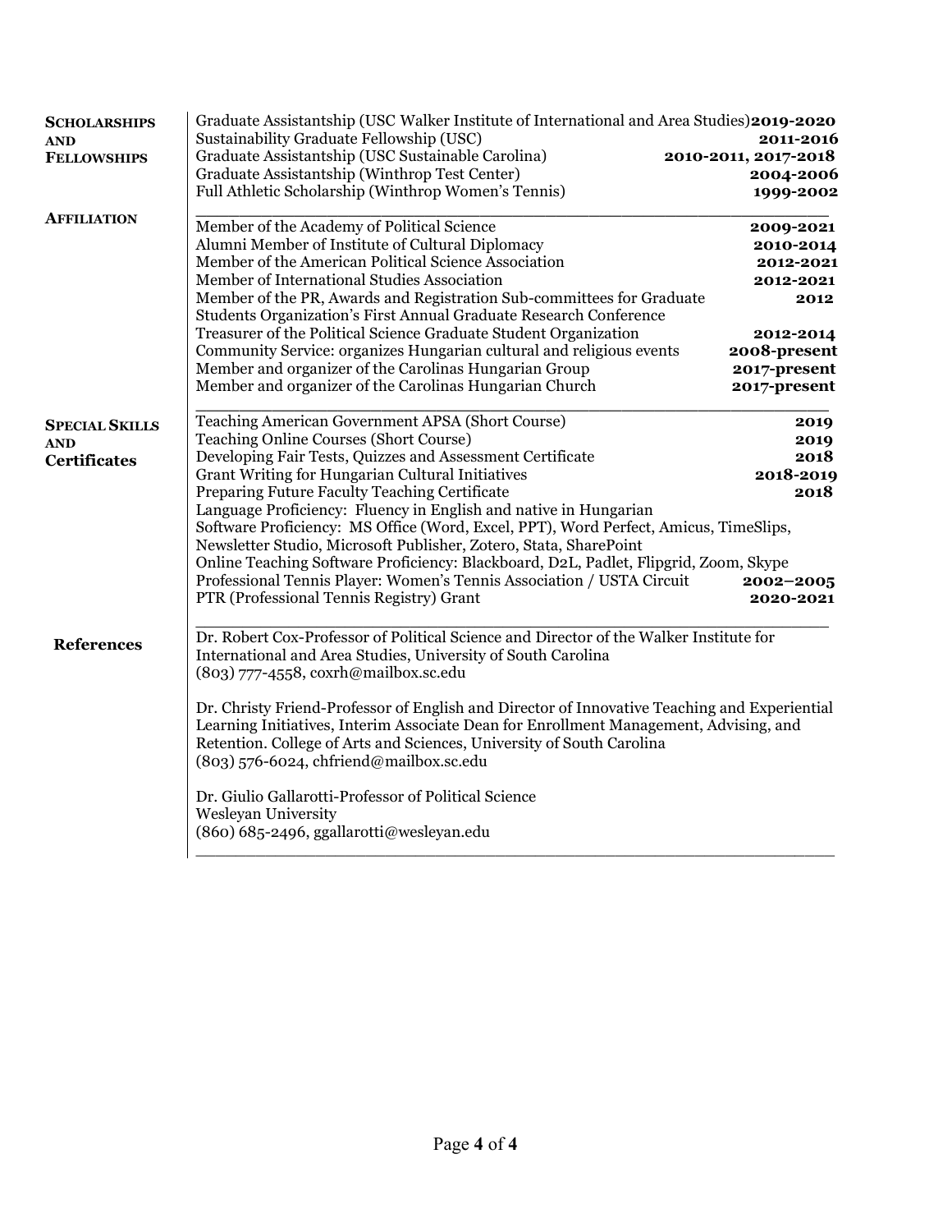## Scholarships and Fellowships

| | |
|---|---|
| Graduate Assistantship (USC Walker Institute of International and Area Studies) | **2019-2020** |
| Sustainability Graduate Fellowship (USC) | **2011-2016** |
| Graduate Assistantship (USC Sustainable Carolina) | **2010-2011, 2017-2018** |
| Graduate Assistantship (Winthrop Test Center) | **2004-2006** |
| Full Athletic Scholarship (Winthrop Women's Tennis) | **1999-2002** |

## Affiliation

| | |
|---|---|
| Member of the Academy of Political Science | **2009-2021** |
| Alumni Member of Institute of Cultural Diplomacy | **2010-2014** |
| Member of the American Political Science Association | **2012-2021** |
| Member of International Studies Association | **2012-2021** |
| Member of the PR, Awards and Registration Sub-committees for Graduate Students Organization's First Annual Graduate Research Conference | **2012** |
| Treasurer of the Political Science Graduate Student Organization | **2012-2014** |
| Community Service: organizes Hungarian cultural and religious events | **2008-present** |
| Member and organizer of the Carolinas Hungarian Group | **2017-present** |
| Member and organizer of the Carolinas Hungarian Church | **2017-present** |

## Special Skills and Certificates

| | |
|---|---|
| Teaching American Government APSA (Short Course) | **2019** |
| Teaching Online Courses (Short Course) | **2019** |
| Developing Fair Tests, Quizzes and Assessment Certificate | **2018** |
| Grant Writing for Hungarian Cultural Initiatives | **2018-2019** |
| Preparing Future Faculty Teaching Certificate | **2018** |

Language Proficiency: Fluency in English and native in Hungarian

Software Proficiency: MS Office (Word, Excel, PPT), Word Perfect, Amicus, TimeSlips, Newsletter Studio, Microsoft Publisher, Zotero, Stata, SharePoint

Online Teaching Software Proficiency: Blackboard, D2L, Padlet, Flipgrid, Zoom, Skype

| | |
|---|---|
| Professional Tennis Player: Women's Tennis Association / USTA Circuit | **2002–2005** |
| PTR (Professional Tennis Registry) Grant | **2020-2021** |

## References

Dr. Robert Cox-Professor of Political Science and Director of the Walker Institute for International and Area Studies, University of South Carolina
(803) 777-4558, coxrh@mailbox.sc.edu

Dr. Christy Friend-Professor of English and Director of Innovative Teaching and Experiential Learning Initiatives, Interim Associate Dean for Enrollment Management, Advising, and Retention. College of Arts and Sciences, University of South Carolina
(803) 576-6024, chfriend@mailbox.sc.edu

Dr. Giulio Gallarotti-Professor of Political Science
Wesleyan University
(860) 685-2496, ggallarotti@wesleyan.edu